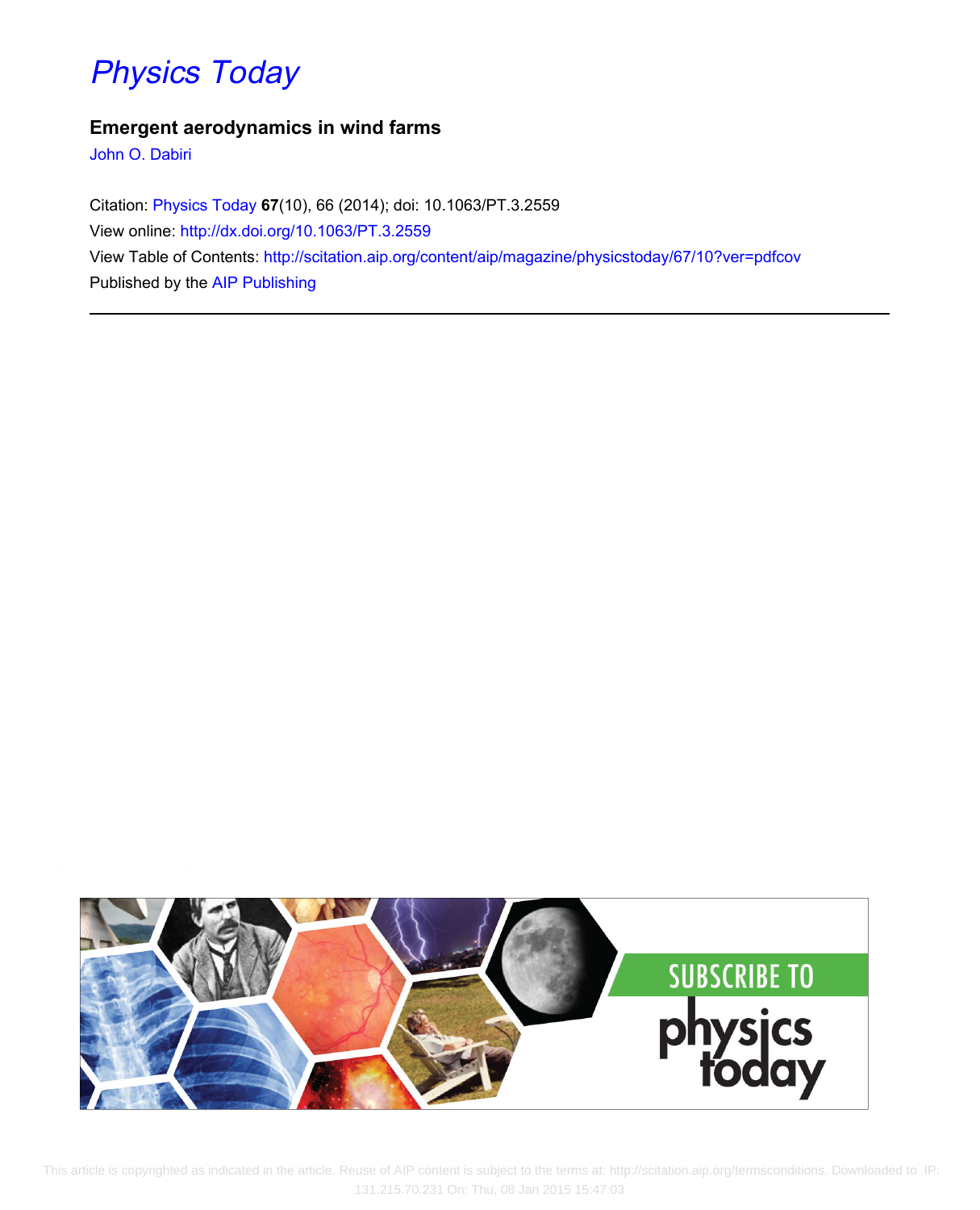# Physics Today

## Emergent aerodynamics in wind farms

John O. Dabiri

Citation: Physics Today **67**(10), 66 (2014); doi: 10.1063/PT.3.2559

View online: http://dx.doi.org/10.1063/PT.3.2559

View Table of Contents: http://scitation.aip.org/content/aip/magazine/physicstoday/67/10?ver=pdfcov

Published by the AIP Publishing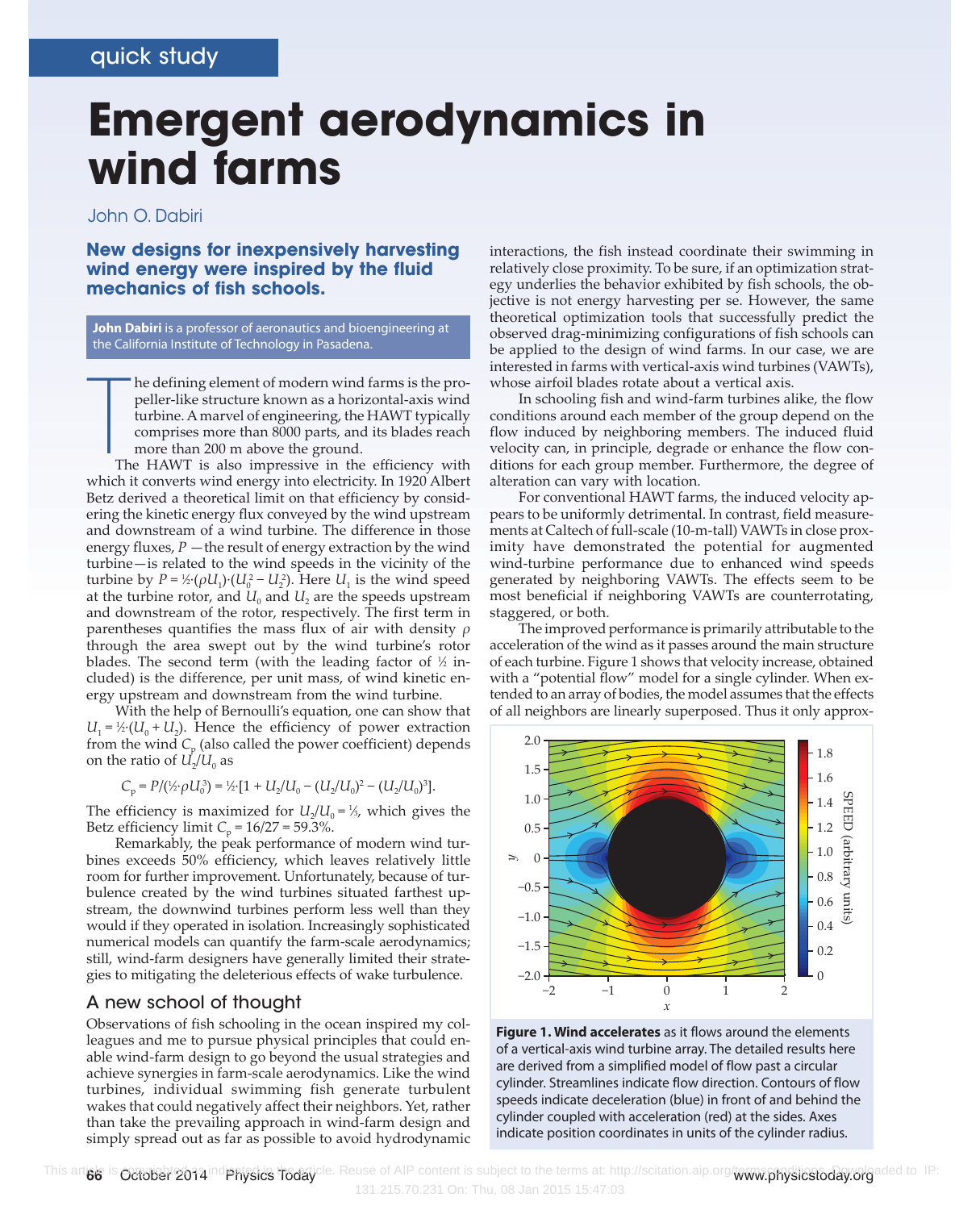quick study

# Emergent aerodynamics in wind farms

John O. Dabiri

**New designs for inexpensively harvesting wind energy were inspired by the fluid mechanics of fish schools.**

**John Dabiri** is a professor of aeronautics and bioengineering at the California Institute of Technology in Pasadena.

The defining element of modern wind farms is the propeller-like structure known as a horizontal-axis wind turbine. A marvel of engineering, the HAWT typically comprises more than 8000 parts, and its blades reach more than 200 m above the ground.

The HAWT is also impressive in the efficiency with which it converts wind energy into electricity. In 1920 Albert Betz derived a theoretical limit on that efficiency by considering the kinetic energy flux conveyed by the wind upstream and downstream of a wind turbine. The difference in those energy fluxes, $P$ —the result of energy extraction by the wind turbine—is related to the wind speeds in the vicinity of the turbine by $P = ½·(\rho U_1)·(U_0^2 - U_2^2)$. Here $U_1$ is the wind speed at the turbine rotor, and $U_0$ and $U_2$ are the speeds upstream and downstream of the rotor, respectively. The first term in parentheses quantifies the mass flux of air with density $\rho$ through the area swept out by the wind turbine's rotor blades. The second term (with the leading factor of ½ included) is the difference, per unit mass, of wind kinetic energy upstream and downstream from the wind turbine.

With the help of Bernoulli's equation, one can show that $U_1 = ½·(U_0 + U_2)$. Hence the efficiency of power extraction from the wind $C_p$ (also called the power coefficient) depends on the ratio of $U_2/U_0$ as

$$C_p = P/(½·\rho U_0^3) = ½·[1 + U_2/U_0 - (U_2/U_0)^2 - (U_2/U_0)^3].$$

The efficiency is maximized for $U_2/U_0 = ⅓$, which gives the Betz efficiency limit $C_p = 16/27 = 59.3\%$.

Remarkably, the peak performance of modern wind turbines exceeds 50% efficiency, which leaves relatively little room for further improvement. Unfortunately, because of turbulence created by the wind turbines situated farthest upstream, the downwind turbines perform less well than they would if they operated in isolation. Increasingly sophisticated numerical models can quantify the farm-scale aerodynamics; still, wind-farm designers have generally limited their strategies to mitigating the deleterious effects of wake turbulence.

## A new school of thought

Observations of fish schooling in the ocean inspired my colleagues and me to pursue physical principles that could enable wind-farm design to go beyond the usual strategies and achieve synergies in farm-scale aerodynamics. Like the wind turbines, individual swimming fish generate turbulent wakes that could negatively affect their neighbors. Yet, rather than take the prevailing approach in wind-farm design and simply spread out as far as possible to avoid hydrodynamic interactions, the fish instead coordinate their swimming in relatively close proximity. To be sure, if an optimization strategy underlies the behavior exhibited by fish schools, the objective is not energy harvesting per se. However, the same theoretical optimization tools that successfully predict the observed drag-minimizing configurations of fish schools can be applied to the design of wind farms. In our case, we are interested in farms with vertical-axis wind turbines (VAWTs), whose airfoil blades rotate about a vertical axis.

In schooling fish and wind-farm turbines alike, the flow conditions around each member of the group depend on the flow induced by neighboring members. The induced fluid velocity can, in principle, degrade or enhance the flow conditions for each group member. Furthermore, the degree of alteration can vary with location.

For conventional HAWT farms, the induced velocity appears to be uniformly detrimental. In contrast, field measurements at Caltech of full-scale (10-m-tall) VAWTs in close proximity have demonstrated the potential for augmented wind-turbine performance due to enhanced wind speeds generated by neighboring VAWTs. The effects seem to be most beneficial if neighboring VAWTs are counterrotating, staggered, or both.

The improved performance is primarily attributable to the acceleration of the wind as it passes around the main structure of each turbine. Figure 1 shows that velocity increase, obtained with a "potential flow" model for a single cylinder. When extended to an array of bodies, the model assumes that the effects of all neighbors are linearly superposed. Thus it only approx-

**Figure 1. Wind accelerates** as it flows around the elements of a vertical-axis wind turbine array. The detailed results here are derived from a simplified model of flow past a circular cylinder. Streamlines indicate flow direction. Contours of flow speeds indicate deceleration (blue) in front of and behind the cylinder coupled with acceleration (red) at the sides. Axes indicate position coordinates in units of the cylinder radius.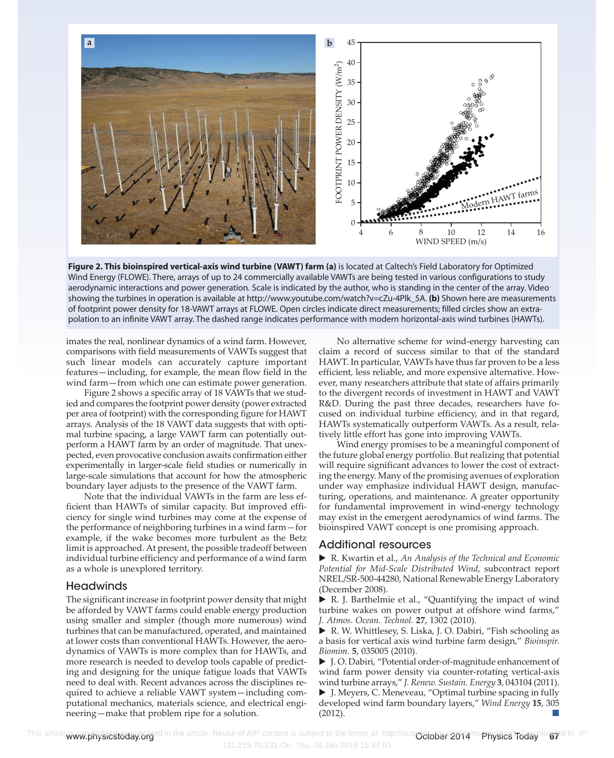a

b

45
40
35
30
25
20
15
10
5
0

FOOTPRINT POWER DENSITY (W/m$^2$)

4 6 8 10 12 14 16

WIND SPEED (m/s)

Modern HAWT farms

**Figure 2. This bioinspired vertical-axis wind turbine (VAWT) farm (a)** is located at Caltech's Field Laboratory for Optimized Wind Energy (FLOWE). There, arrays of up to 24 commercially available VAWTs are being tested in various configurations to study aerodynamic interactions and power generation. Scale is indicated by the author, who is standing in the center of the array. Video showing the turbines in operation is available at http://www.youtube.com/watch?v=cZu-4Plk_5A. **(b)** Shown here are measurements of footprint power density for 18-VAWT arrays at FLOWE. Open circles indicate direct measurements; filled circles show an extrapolation to an infinite VAWT array. The dashed range indicates performance with modern horizontal-axis wind turbines (HAWTs).

imates the real, nonlinear dynamics of a wind farm. However, comparisons with field measurements of VAWTs suggest that such linear models can accurately capture important features—including, for example, the mean flow field in the wind farm—from which one can estimate power generation.

Figure 2 shows a specific array of 18 VAWTs that we studied and compares the footprint power density (power extracted per area of footprint) with the corresponding figure for HAWT arrays. Analysis of the 18 VAWT data suggests that with optimal turbine spacing, a large VAWT farm can potentially outperform a HAWT farm by an order of magnitude. That unexpected, even provocative conclusion awaits confirmation either experimentally in larger-scale field studies or numerically in large-scale simulations that account for how the atmospheric boundary layer adjusts to the presence of the VAWT farm.

Note that the individual VAWTs in the farm are less efficient than HAWTs of similar capacity. But improved efficiency for single wind turbines may come at the expense of the performance of neighboring turbines in a wind farm—for example, if the wake becomes more turbulent as the Betz limit is approached. At present, the possible tradeoff between individual turbine efficiency and performance of a wind farm as a whole is unexplored territory.

## Headwinds

The significant increase in footprint power density that might be afforded by VAWT farms could enable energy production using smaller and simpler (though more numerous) wind turbines that can be manufactured, operated, and maintained at lower costs than conventional HAWTs. However, the aerodynamics of VAWTs is more complex than for HAWTs, and more research is needed to develop tools capable of predicting and designing for the unique fatigue loads that VAWTs need to deal with. Recent advances across the disciplines required to achieve a reliable VAWT system—including computational mechanics, materials science, and electrical engineering—make that problem ripe for a solution.

No alternative scheme for wind-energy harvesting can claim a record of success similar to that of the standard HAWT. In particular, VAWTs have thus far proven to be a less efficient, less reliable, and more expensive alternative. However, many researchers attribute that state of affairs primarily to the divergent records of investment in HAWT and VAWT R&D. During the past three decades, researchers have focused on individual turbine efficiency, and in that regard, HAWTs systematically outperform VAWTs. As a result, relatively little effort has gone into improving VAWTs.

Wind energy promises to be a meaningful component of the future global energy portfolio. But realizing that potential will require significant advances to lower the cost of extracting the energy. Many of the promising avenues of exploration under way emphasize individual HAWT design, manufacturing, operations, and maintenance. A greater opportunity for fundamental improvement in wind-energy technology may exist in the emergent aerodynamics of wind farms. The bioinspired VAWT concept is one promising approach.

## Additional resources

- R. Kwartin et al., *An Analysis of the Technical and Economic Potential for Mid-Scale Distributed Wind*, subcontract report NREL/SR-500-44280, National Renewable Energy Laboratory (December 2008).
- R. J. Barthelmie et al., "Quantifying the impact of wind turbine wakes on power output at offshore wind farms," *J. Atmos. Ocean. Technol.* **27**, 1302 (2010).
- R. W. Whittlesey, S. Liska, J. O. Dabiri, "Fish schooling as a basis for vertical axis wind turbine farm design," *Bioinspir. Biomim.* **5**, 035005 (2010).
- J. O. Dabiri, "Potential order-of-magnitude enhancement of wind farm power density via counter-rotating vertical-axis wind turbine arrays," *J. Renew. Sustain. Energy* **3**, 043104 (2011).
- J. Meyers, C. Meneveau, "Optimal turbine spacing in fully developed wind farm boundary layers," *Wind Energy* **15**, 305 (2012).